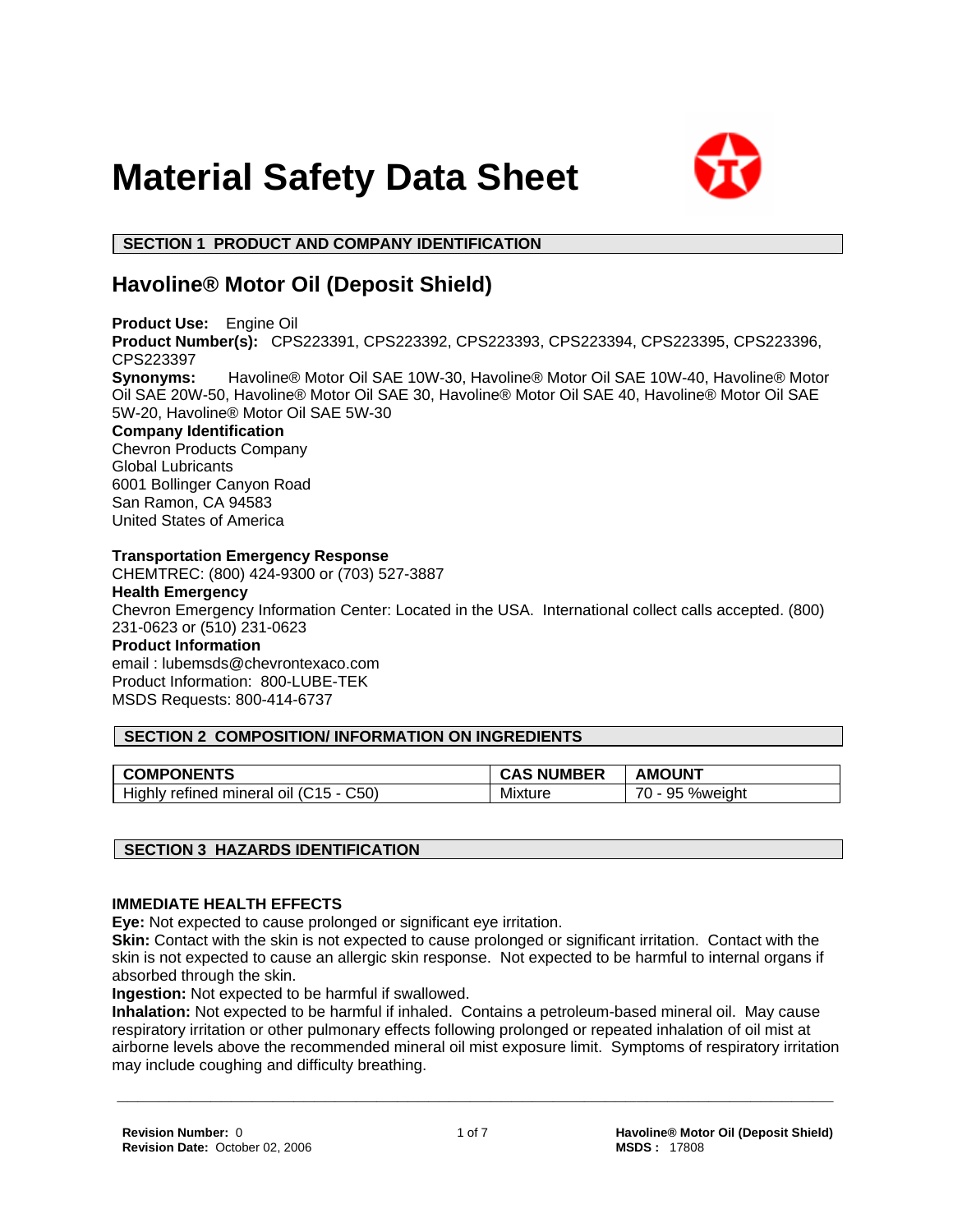# Material Safety Data Sheet

## SECTION 1 PRODUCT AND COMPANY IDENTIFICATION

### Havoline® Motor Oil (Deposit Shield)

**Product Use:** Engine Oil
**Product Number(s):** CPS223391, CPS223392, CPS223393, CPS223394, CPS223395, CPS223396, CPS223397
**Synonyms:** Havoline® Motor Oil SAE 10W-30, Havoline® Motor Oil SAE 10W-40, Havoline® Motor Oil SAE 20W-50, Havoline® Motor Oil SAE 30, Havoline® Motor Oil SAE 40, Havoline® Motor Oil SAE 5W-20, Havoline® Motor Oil SAE 5W-30

**Company Identification**
Chevron Products Company
Global Lubricants
6001 Bollinger Canyon Road
San Ramon, CA 94583
United States of America

**Transportation Emergency Response**
CHEMTREC: (800) 424-9300 or (703) 527-3887

**Health Emergency**
Chevron Emergency Information Center: Located in the USA. International collect calls accepted. (800) 231-0623 or (510) 231-0623

**Product Information**
email : lubemsds@chevrontexaco.com
Product Information: 800-LUBE-TEK
MSDS Requests: 800-414-6737

## SECTION 2 COMPOSITION/ INFORMATION ON INGREDIENTS

| COMPONENTS | CAS NUMBER | AMOUNT |
| --- | --- | --- |
| Highly refined mineral oil (C15 - C50) | Mixture | 70 - 95 %weight |

## SECTION 3 HAZARDS IDENTIFICATION

**IMMEDIATE HEALTH EFFECTS**

**Eye:** Not expected to cause prolonged or significant eye irritation.

**Skin:** Contact with the skin is not expected to cause prolonged or significant irritation. Contact with the skin is not expected to cause an allergic skin response. Not expected to be harmful to internal organs if absorbed through the skin.

**Ingestion:** Not expected to be harmful if swallowed.

**Inhalation:** Not expected to be harmful if inhaled. Contains a petroleum-based mineral oil. May cause respiratory irritation or other pulmonary effects following prolonged or repeated inhalation of oil mist at airborne levels above the recommended mineral oil mist exposure limit. Symptoms of respiratory irritation may include coughing and difficulty breathing.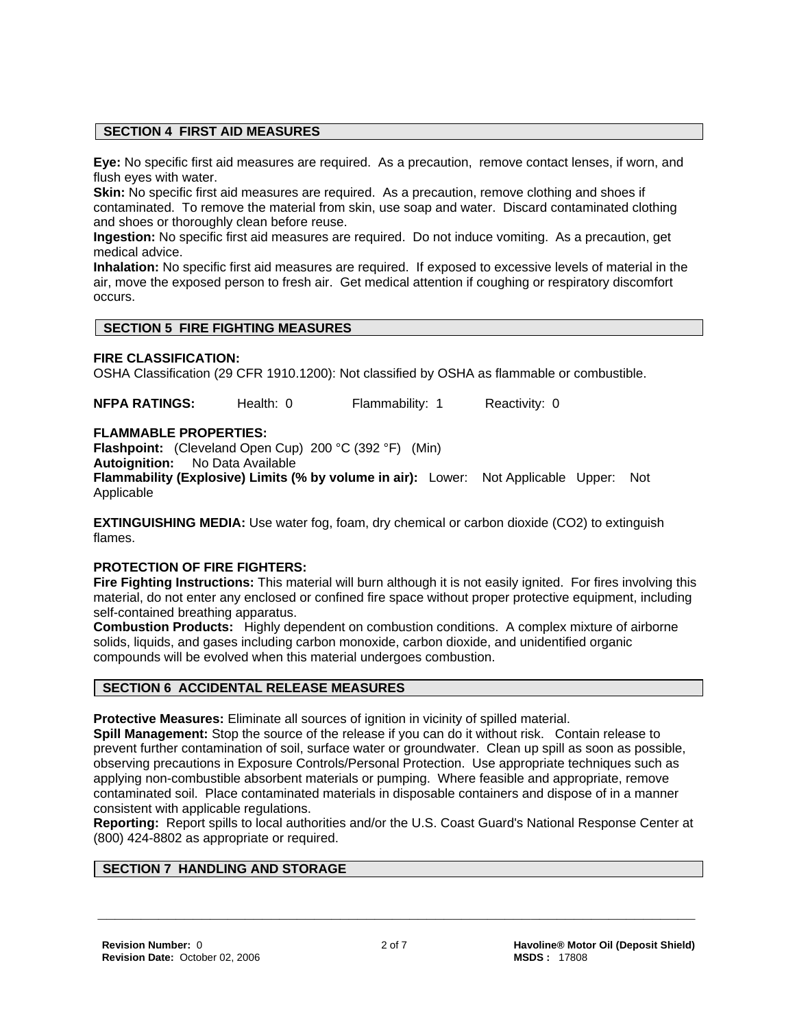## SECTION 4 FIRST AID MEASURES

**Eye:** No specific first aid measures are required. As a precaution, remove contact lenses, if worn, and flush eyes with water.
**Skin:** No specific first aid measures are required. As a precaution, remove clothing and shoes if contaminated. To remove the material from skin, use soap and water. Discard contaminated clothing and shoes or thoroughly clean before reuse.
**Ingestion:** No specific first aid measures are required. Do not induce vomiting. As a precaution, get medical advice.
**Inhalation:** No specific first aid measures are required. If exposed to excessive levels of material in the air, move the exposed person to fresh air. Get medical attention if coughing or respiratory discomfort occurs.

## SECTION 5 FIRE FIGHTING MEASURES

**FIRE CLASSIFICATION:**
OSHA Classification (29 CFR 1910.1200): Not classified by OSHA as flammable or combustible.

**NFPA RATINGS:** Health: 0 Flammability: 1 Reactivity: 0

**FLAMMABLE PROPERTIES:**
**Flashpoint:** (Cleveland Open Cup) 200 °C (392 °F) (Min)
**Autoignition:** No Data Available
**Flammability (Explosive) Limits (% by volume in air):** Lower: Not Applicable Upper: Not Applicable

**EXTINGUISHING MEDIA:** Use water fog, foam, dry chemical or carbon dioxide ($CO_2$) to extinguish flames.

**PROTECTION OF FIRE FIGHTERS:**
**Fire Fighting Instructions:** This material will burn although it is not easily ignited. For fires involving this material, do not enter any enclosed or confined fire space without proper protective equipment, including self-contained breathing apparatus.
**Combustion Products:** Highly dependent on combustion conditions. A complex mixture of airborne solids, liquids, and gases including carbon monoxide, carbon dioxide, and unidentified organic compounds will be evolved when this material undergoes combustion.

## SECTION 6 ACCIDENTAL RELEASE MEASURES

**Protective Measures:** Eliminate all sources of ignition in vicinity of spilled material.
**Spill Management:** Stop the source of the release if you can do it without risk. Contain release to prevent further contamination of soil, surface water or groundwater. Clean up spill as soon as possible, observing precautions in Exposure Controls/Personal Protection. Use appropriate techniques such as applying non-combustible absorbent materials or pumping. Where feasible and appropriate, remove contaminated soil. Place contaminated materials in disposable containers and dispose of in a manner consistent with applicable regulations.
**Reporting:** Report spills to local authorities and/or the U.S. Coast Guard's National Response Center at (800) 424-8802 as appropriate or required.

## SECTION 7 HANDLING AND STORAGE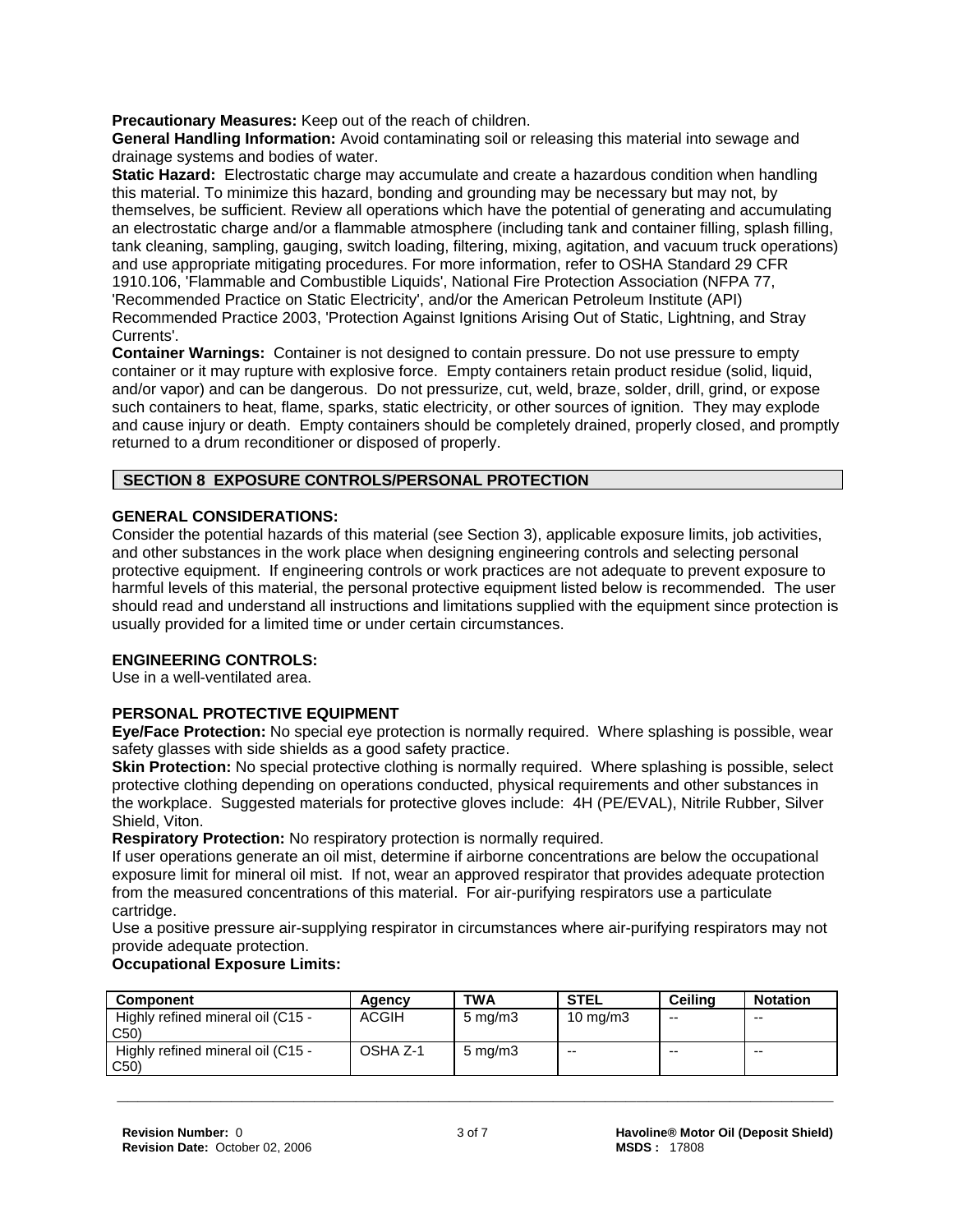**Precautionary Measures:** Keep out of the reach of children.
**General Handling Information:** Avoid contaminating soil or releasing this material into sewage and drainage systems and bodies of water.
**Static Hazard:** Electrostatic charge may accumulate and create a hazardous condition when handling this material. To minimize this hazard, bonding and grounding may be necessary but may not, by themselves, be sufficient. Review all operations which have the potential of generating and accumulating an electrostatic charge and/or a flammable atmosphere (including tank and container filling, splash filling, tank cleaning, sampling, gauging, switch loading, filtering, mixing, agitation, and vacuum truck operations) and use appropriate mitigating procedures. For more information, refer to OSHA Standard 29 CFR 1910.106, 'Flammable and Combustible Liquids', National Fire Protection Association (NFPA 77, 'Recommended Practice on Static Electricity', and/or the American Petroleum Institute (API) Recommended Practice 2003, 'Protection Against Ignitions Arising Out of Static, Lightning, and Stray Currents'.
**Container Warnings:** Container is not designed to contain pressure. Do not use pressure to empty container or it may rupture with explosive force. Empty containers retain product residue (solid, liquid, and/or vapor) and can be dangerous. Do not pressurize, cut, weld, braze, solder, drill, grind, or expose such containers to heat, flame, sparks, static electricity, or other sources of ignition. They may explode and cause injury or death. Empty containers should be completely drained, properly closed, and promptly returned to a drum reconditioner or disposed of properly.

## SECTION 8 EXPOSURE CONTROLS/PERSONAL PROTECTION

### GENERAL CONSIDERATIONS:

Consider the potential hazards of this material (see Section 3), applicable exposure limits, job activities, and other substances in the work place when designing engineering controls and selecting personal protective equipment. If engineering controls or work practices are not adequate to prevent exposure to harmful levels of this material, the personal protective equipment listed below is recommended. The user should read and understand all instructions and limitations supplied with the equipment since protection is usually provided for a limited time or under certain circumstances.

### ENGINEERING CONTROLS:

Use in a well-ventilated area.

### PERSONAL PROTECTIVE EQUIPMENT

**Eye/Face Protection:** No special eye protection is normally required. Where splashing is possible, wear safety glasses with side shields as a good safety practice.
**Skin Protection:** No special protective clothing is normally required. Where splashing is possible, select protective clothing depending on operations conducted, physical requirements and other substances in the workplace. Suggested materials for protective gloves include: 4H (PE/EVAL), Nitrile Rubber, Silver Shield, Viton.
**Respiratory Protection:** No respiratory protection is normally required.
If user operations generate an oil mist, determine if airborne concentrations are below the occupational exposure limit for mineral oil mist. If not, wear an approved respirator that provides adequate protection from the measured concentrations of this material. For air-purifying respirators use a particulate cartridge.
Use a positive pressure air-supplying respirator in circumstances where air-purifying respirators may not provide adequate protection.
**Occupational Exposure Limits:**

| Component | Agency | TWA | STEL | Ceiling | Notation |
|---|---|---|---|---|---|
| Highly refined mineral oil (C15 - C50) | ACGIH | 5 mg/m3 | 10 mg/m3 | -- | -- |
| Highly refined mineral oil (C15 - C50) | OSHA Z-1 | 5 mg/m3 | -- | -- | -- |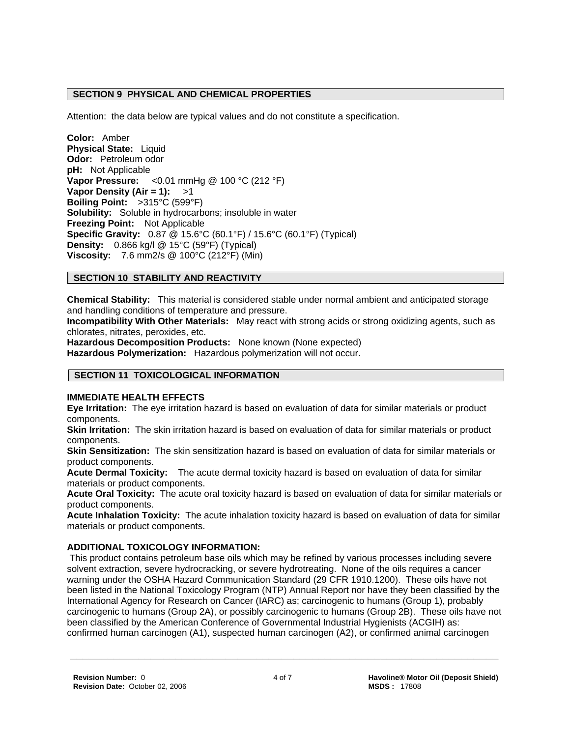## SECTION 9 PHYSICAL AND CHEMICAL PROPERTIES

Attention: the data below are typical values and do not constitute a specification.

**Color:** Amber
**Physical State:** Liquid
**Odor:** Petroleum odor
**pH:** Not Applicable
**Vapor Pressure:** <0.01 mmHg @ 100 °C (212 °F)
**Vapor Density (Air = 1):** >1
**Boiling Point:** >315°C (599°F)
**Solubility:** Soluble in hydrocarbons; insoluble in water
**Freezing Point:** Not Applicable
**Specific Gravity:** 0.87 @ 15.6°C (60.1°F) / 15.6°C (60.1°F) (Typical)
**Density:** 0.866 kg/l @ 15°C (59°F) (Typical)
**Viscosity:** 7.6 mm2/s @ 100°C (212°F) (Min)

## SECTION 10 STABILITY AND REACTIVITY

**Chemical Stability:** This material is considered stable under normal ambient and anticipated storage and handling conditions of temperature and pressure.
**Incompatibility With Other Materials:** May react with strong acids or strong oxidizing agents, such as chlorates, nitrates, peroxides, etc.
**Hazardous Decomposition Products:** None known (None expected)
**Hazardous Polymerization:** Hazardous polymerization will not occur.

## SECTION 11 TOXICOLOGICAL INFORMATION

### IMMEDIATE HEALTH EFFECTS

**Eye Irritation:** The eye irritation hazard is based on evaluation of data for similar materials or product components.
**Skin Irritation:** The skin irritation hazard is based on evaluation of data for similar materials or product components.
**Skin Sensitization:** The skin sensitization hazard is based on evaluation of data for similar materials or product components.
**Acute Dermal Toxicity:** The acute dermal toxicity hazard is based on evaluation of data for similar materials or product components.
**Acute Oral Toxicity:** The acute oral toxicity hazard is based on evaluation of data for similar materials or product components.
**Acute Inhalation Toxicity:** The acute inhalation toxicity hazard is based on evaluation of data for similar materials or product components.

### ADDITIONAL TOXICOLOGY INFORMATION:

This product contains petroleum base oils which may be refined by various processes including severe solvent extraction, severe hydrocracking, or severe hydrotreating. None of the oils requires a cancer warning under the OSHA Hazard Communication Standard (29 CFR 1910.1200). These oils have not been listed in the National Toxicology Program (NTP) Annual Report nor have they been classified by the International Agency for Research on Cancer (IARC) as; carcinogenic to humans (Group 1), probably carcinogenic to humans (Group 2A), or possibly carcinogenic to humans (Group 2B). These oils have not been classified by the American Conference of Governmental Industrial Hygienists (ACGIH) as: confirmed human carcinogen (A1), suspected human carcinogen (A2), or confirmed animal carcinogen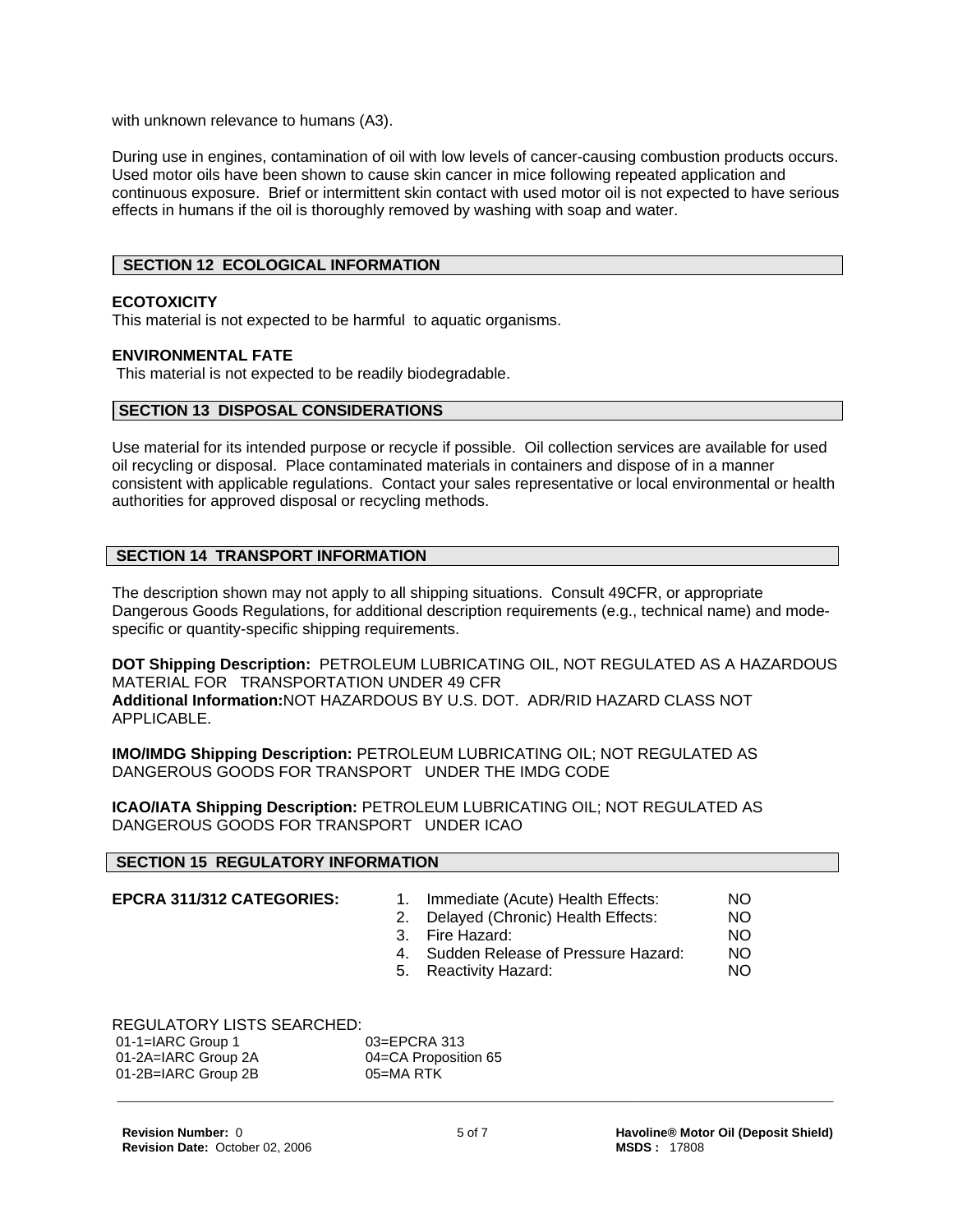with unknown relevance to humans (A3).

During use in engines, contamination of oil with low levels of cancer-causing combustion products occurs. Used motor oils have been shown to cause skin cancer in mice following repeated application and continuous exposure. Brief or intermittent skin contact with used motor oil is not expected to have serious effects in humans if the oil is thoroughly removed by washing with soap and water.

## SECTION 12 ECOLOGICAL INFORMATION

**ECOTOXICITY**
This material is not expected to be harmful to aquatic organisms.

**ENVIRONMENTAL FATE**
This material is not expected to be readily biodegradable.

## SECTION 13 DISPOSAL CONSIDERATIONS

Use material for its intended purpose or recycle if possible. Oil collection services are available for used oil recycling or disposal. Place contaminated materials in containers and dispose of in a manner consistent with applicable regulations. Contact your sales representative or local environmental or health authorities for approved disposal or recycling methods.

## SECTION 14 TRANSPORT INFORMATION

The description shown may not apply to all shipping situations. Consult 49CFR, or appropriate Dangerous Goods Regulations, for additional description requirements (e.g., technical name) and mode-specific or quantity-specific shipping requirements.

**DOT Shipping Description:** PETROLEUM LUBRICATING OIL, NOT REGULATED AS A HAZARDOUS MATERIAL FOR TRANSPORTATION UNDER 49 CFR
**Additional Information:**NOT HAZARDOUS BY U.S. DOT. ADR/RID HAZARD CLASS NOT APPLICABLE.

**IMO/IMDG Shipping Description:** PETROLEUM LUBRICATING OIL; NOT REGULATED AS DANGEROUS GOODS FOR TRANSPORT UNDER THE IMDG CODE

**ICAO/IATA Shipping Description:** PETROLEUM LUBRICATING OIL; NOT REGULATED AS DANGEROUS GOODS FOR TRANSPORT UNDER ICAO

## SECTION 15 REGULATORY INFORMATION

**EPCRA 311/312 CATEGORIES:**

1. Immediate (Acute) Health Effects: NO
2. Delayed (Chronic) Health Effects: NO
3. Fire Hazard: NO
4. Sudden Release of Pressure Hazard: NO
5. Reactivity Hazard: NO

REGULATORY LISTS SEARCHED:

| | |
|---|---|
| 01-1=IARC Group 1 | 03=EPCRA 313 |
| 01-2A=IARC Group 2A | 04=CA Proposition 65 |
| 01-2B=IARC Group 2B | 05=MA RTK |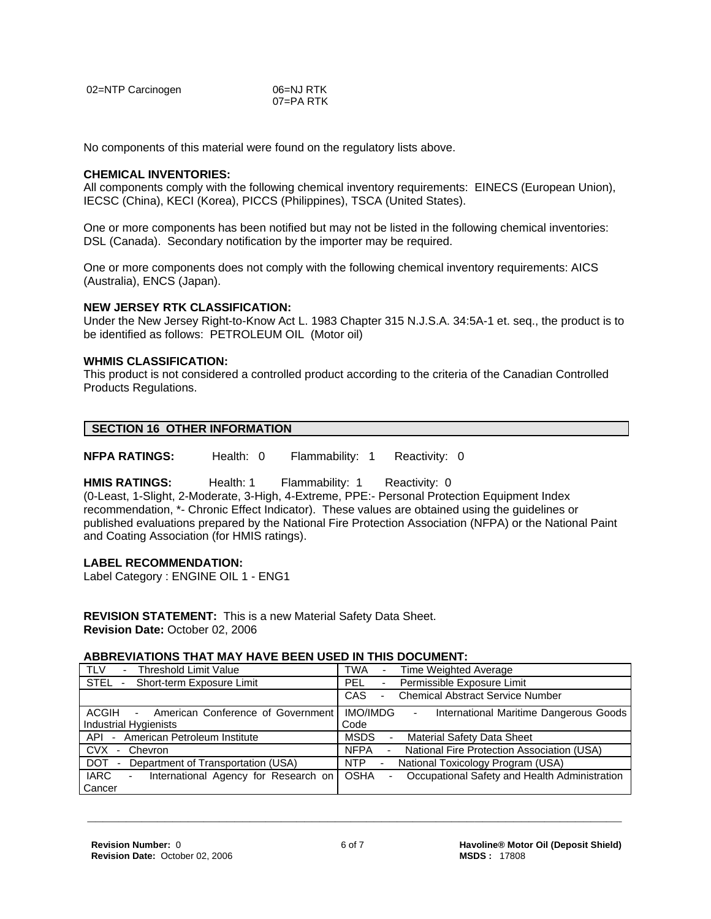02=NTP Carcinogen 06=NJ RTK
07=PA RTK

No components of this material were found on the regulatory lists above.

**CHEMICAL INVENTORIES:**
All components comply with the following chemical inventory requirements: EINECS (European Union), IECSC (China), KECI (Korea), PICCS (Philippines), TSCA (United States).

One or more components has been notified but may not be listed in the following chemical inventories: DSL (Canada). Secondary notification by the importer may be required.

One or more components does not comply with the following chemical inventory requirements: AICS (Australia), ENCS (Japan).

**NEW JERSEY RTK CLASSIFICATION:**
Under the New Jersey Right-to-Know Act L. 1983 Chapter 315 N.J.S.A. 34:5A-1 et. seq., the product is to be identified as follows: PETROLEUM OIL (Motor oil)

**WHMIS CLASSIFICATION:**
This product is not considered a controlled product according to the criteria of the Canadian Controlled Products Regulations.

## SECTION 16 OTHER INFORMATION

**NFPA RATINGS:** Health: 0 Flammability: 1 Reactivity: 0

**HMIS RATINGS:** Health: 1 Flammability: 1 Reactivity: 0
(0-Least, 1-Slight, 2-Moderate, 3-High, 4-Extreme, PPE:- Personal Protection Equipment Index recommendation, *- Chronic Effect Indicator). These values are obtained using the guidelines or published evaluations prepared by the National Fire Protection Association (NFPA) or the National Paint and Coating Association (for HMIS ratings).

**LABEL RECOMMENDATION:**
Label Category : ENGINE OIL 1 - ENG1

**REVISION STATEMENT:** This is a new Material Safety Data Sheet.
**Revision Date:** October 02, 2006

**ABBREVIATIONS THAT MAY HAVE BEEN USED IN THIS DOCUMENT:**

| | |
|---|---|
| TLV - Threshold Limit Value | TWA - Time Weighted Average |
| STEL - Short-term Exposure Limit | PEL - Permissible Exposure Limit |
| | CAS - Chemical Abstract Service Number |
| ACGIH - American Conference of Government Industrial Hygienists | IMO/IMDG - International Maritime Dangerous Goods Code |
| API - American Petroleum Institute | MSDS - Material Safety Data Sheet |
| CVX - Chevron | NFPA - National Fire Protection Association (USA) |
| DOT - Department of Transportation (USA) | NTP - National Toxicology Program (USA) |
| IARC - International Agency for Research on Cancer | OSHA - Occupational Safety and Health Administration |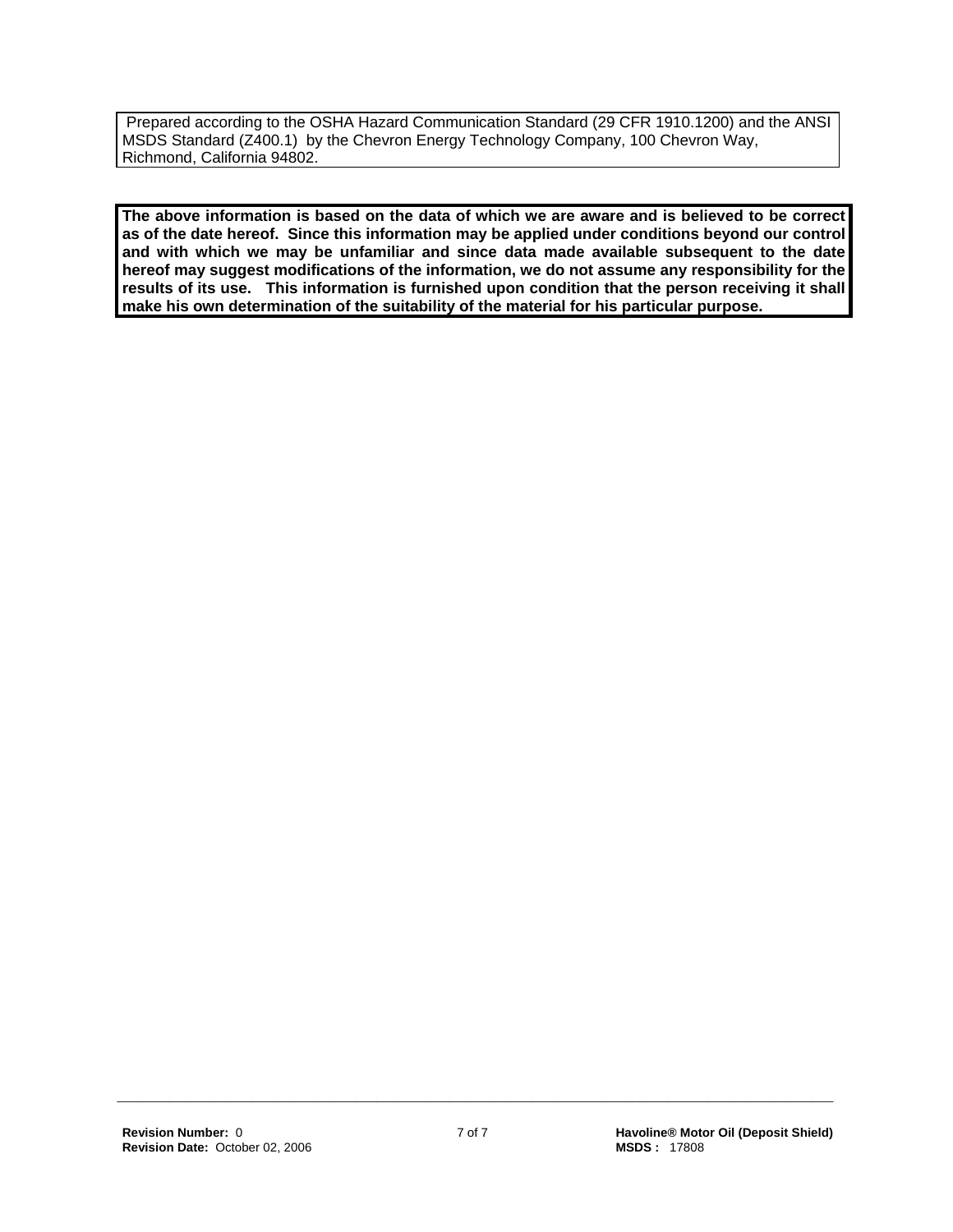Prepared according to the OSHA Hazard Communication Standard (29 CFR 1910.1200) and the ANSI MSDS Standard (Z400.1) by the Chevron Energy Technology Company, 100 Chevron Way, Richmond, California 94802.

**The above information is based on the data of which we are aware and is believed to be correct as of the date hereof. Since this information may be applied under conditions beyond our control and with which we may be unfamiliar and since data made available subsequent to the date hereof may suggest modifications of the information, we do not assume any responsibility for the results of its use. This information is furnished upon condition that the person receiving it shall make his own determination of the suitability of the material for his particular purpose.**